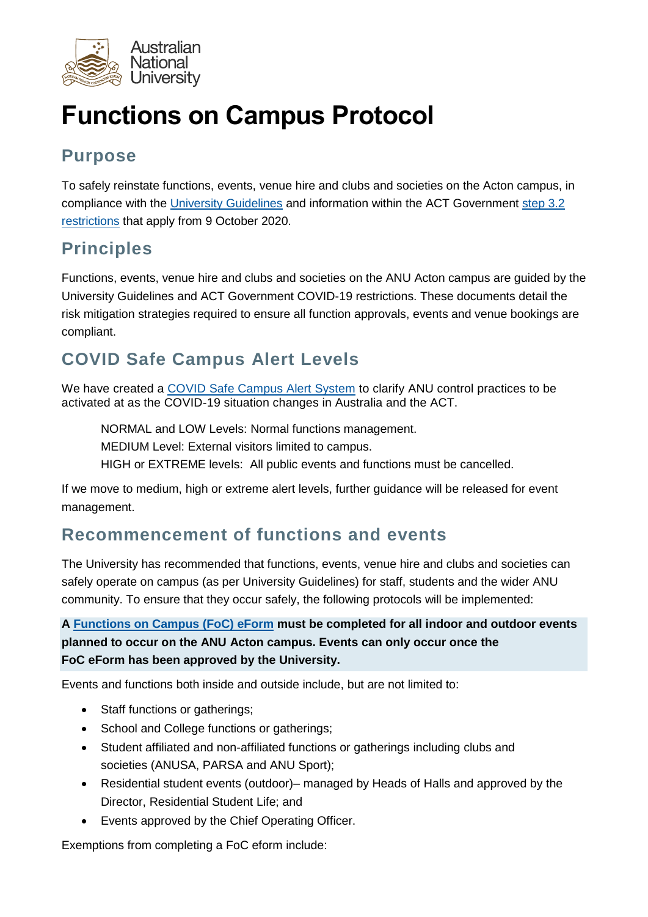# Functions on Campus Protocol

## Purpose

To safely reinstate functions, events, venue hire and clubs and societies on the Acton campus, in compliance with the [University Guidelines](#) and information within the ACT Government [step 3.2 restrictions](#) that apply from 9 October 2020.

## Principles

Functions, events, venue hire and clubs and societies on the ANU Acton campus are guided by the University Guidelines and ACT Government COVID-19 restrictions. These documents detail the risk mitigation strategies required to ensure all function approvals, events and venue bookings are compliant.

## COVID Safe Campus Alert Levels

We have created a [COVID Safe Campus Alert System](#) to clarify ANU control practices to be activated at as the COVID-19 situation changes in Australia and the ACT.

NORMAL and LOW Levels: Normal functions management.
MEDIUM Level: External visitors limited to campus.
HIGH or EXTREME levels: All public events and functions must be cancelled.

If we move to medium, high or extreme alert levels, further guidance will be released for event management.

## Recommencement of functions and events

The University has recommended that functions, events, venue hire and clubs and societies can safely operate on campus (as per University Guidelines) for staff, students and the wider ANU community. To ensure that they occur safely, the following protocols will be implemented:

**A [Functions on Campus (FoC) eForm](#) must be completed for all indoor and outdoor events planned to occur on the ANU Acton campus. Events can only occur once the FoC eForm has been approved by the University.**

Events and functions both inside and outside include, but are not limited to:

- Staff functions or gatherings;
- School and College functions or gatherings;
- Student affiliated and non-affiliated functions or gatherings including clubs and societies (ANUSA, PARSA and ANU Sport);
- Residential student events (outdoor)– managed by Heads of Halls and approved by the Director, Residential Student Life; and
- Events approved by the Chief Operating Officer.

Exemptions from completing a FoC eform include: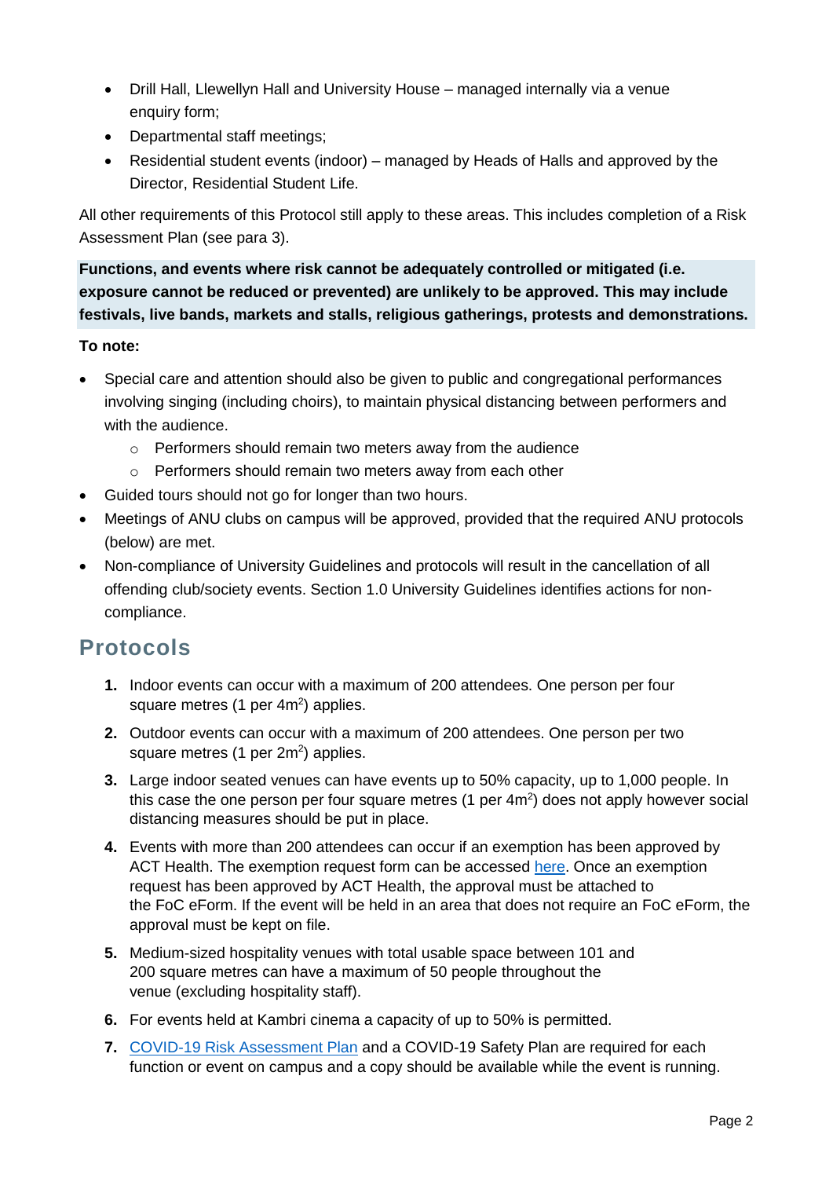- Drill Hall, Llewellyn Hall and University House – managed internally via a venue enquiry form;
- Departmental staff meetings;
- Residential student events (indoor) – managed by Heads of Halls and approved by the Director, Residential Student Life.

All other requirements of this Protocol still apply to these areas. This includes completion of a Risk Assessment Plan (see para 3).

**Functions, and events where risk cannot be adequately controlled or mitigated (i.e. exposure cannot be reduced or prevented) are unlikely to be approved. This may include festivals, live bands, markets and stalls, religious gatherings, protests and demonstrations.**

**To note:**

- Special care and attention should also be given to public and congregational performances involving singing (including choirs), to maintain physical distancing between performers and with the audience.
  - Performers should remain two meters away from the audience
  - Performers should remain two meters away from each other
- Guided tours should not go for longer than two hours.
- Meetings of ANU clubs on campus will be approved, provided that the required ANU protocols (below) are met.
- Non-compliance of University Guidelines and protocols will result in the cancellation of all offending club/society events. Section 1.0 University Guidelines identifies actions for non-compliance.

## Protocols

1. Indoor events can occur with a maximum of 200 attendees. One person per four square metres (1 per $4m^2$) applies.
2. Outdoor events can occur with a maximum of 200 attendees. One person per two square metres (1 per $2m^2$) applies.
3. Large indoor seated venues can have events up to 50% capacity, up to 1,000 people. In this case the one person per four square metres (1 per $4m^2$) does not apply however social distancing measures should be put in place.
4. Events with more than 200 attendees can occur if an exemption has been approved by ACT Health. The exemption request form can be accessed here. Once an exemption request has been approved by ACT Health, the approval must be attached to the FoC eForm. If the event will be held in an area that does not require an FoC eForm, the approval must be kept on file.
5. Medium-sized hospitality venues with total usable space between 101 and 200 square metres can have a maximum of 50 people throughout the venue (excluding hospitality staff).
6. For events held at Kambri cinema a capacity of up to 50% is permitted.
7. COVID-19 Risk Assessment Plan and a COVID-19 Safety Plan are required for each function or event on campus and a copy should be available while the event is running.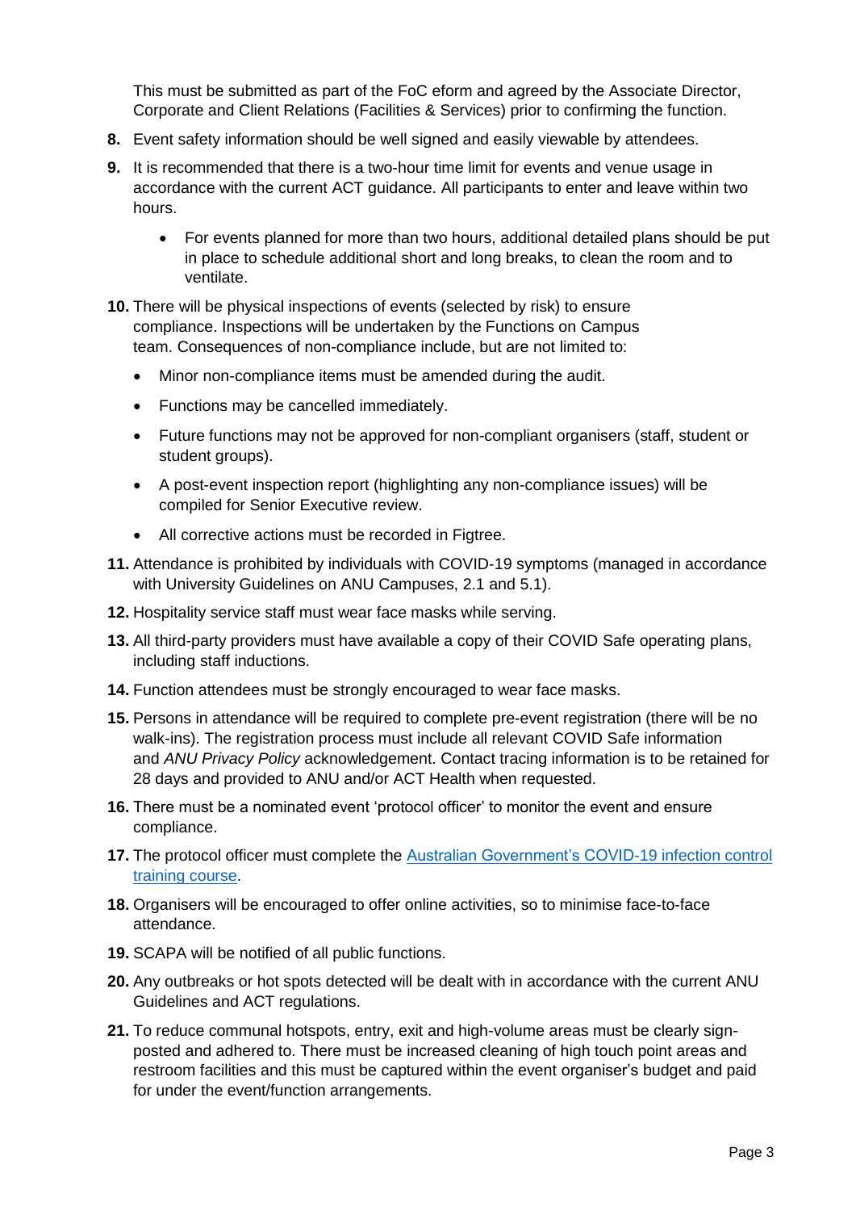This must be submitted as part of the FoC eform and agreed by the Associate Director, Corporate and Client Relations (Facilities & Services) prior to confirming the function.

8. Event safety information should be well signed and easily viewable by attendees.
9. It is recommended that there is a two-hour time limit for events and venue usage in accordance with the current ACT guidance. All participants to enter and leave within two hours.
   - For events planned for more than two hours, additional detailed plans should be put in place to schedule additional short and long breaks, to clean the room and to ventilate.
10. There will be physical inspections of events (selected by risk) to ensure compliance. Inspections will be undertaken by the Functions on Campus team. Consequences of non-compliance include, but are not limited to:
    - Minor non-compliance items must be amended during the audit.
    - Functions may be cancelled immediately.
    - Future functions may not be approved for non-compliant organisers (staff, student or student groups).
    - A post-event inspection report (highlighting any non-compliance issues) will be compiled for Senior Executive review.
    - All corrective actions must be recorded in Figtree.
11. Attendance is prohibited by individuals with COVID-19 symptoms (managed in accordance with University Guidelines on ANU Campuses, 2.1 and 5.1).
12. Hospitality service staff must wear face masks while serving.
13. All third-party providers must have available a copy of their COVID Safe operating plans, including staff inductions.
14. Function attendees must be strongly encouraged to wear face masks.
15. Persons in attendance will be required to complete pre-event registration (there will be no walk-ins). The registration process must include all relevant COVID Safe information and *ANU Privacy Policy* acknowledgement. Contact tracing information is to be retained for 28 days and provided to ANU and/or ACT Health when requested.
16. There must be a nominated event 'protocol officer' to monitor the event and ensure compliance.
17. The protocol officer must complete the [Australian Government's COVID-19 infection control training course]().
18. Organisers will be encouraged to offer online activities, so to minimise face-to-face attendance.
19. SCAPA will be notified of all public functions.
20. Any outbreaks or hot spots detected will be dealt with in accordance with the current ANU Guidelines and ACT regulations.
21. To reduce communal hotspots, entry, exit and high-volume areas must be clearly sign-posted and adhered to. There must be increased cleaning of high touch point areas and restroom facilities and this must be captured within the event organiser's budget and paid for under the event/function arrangements.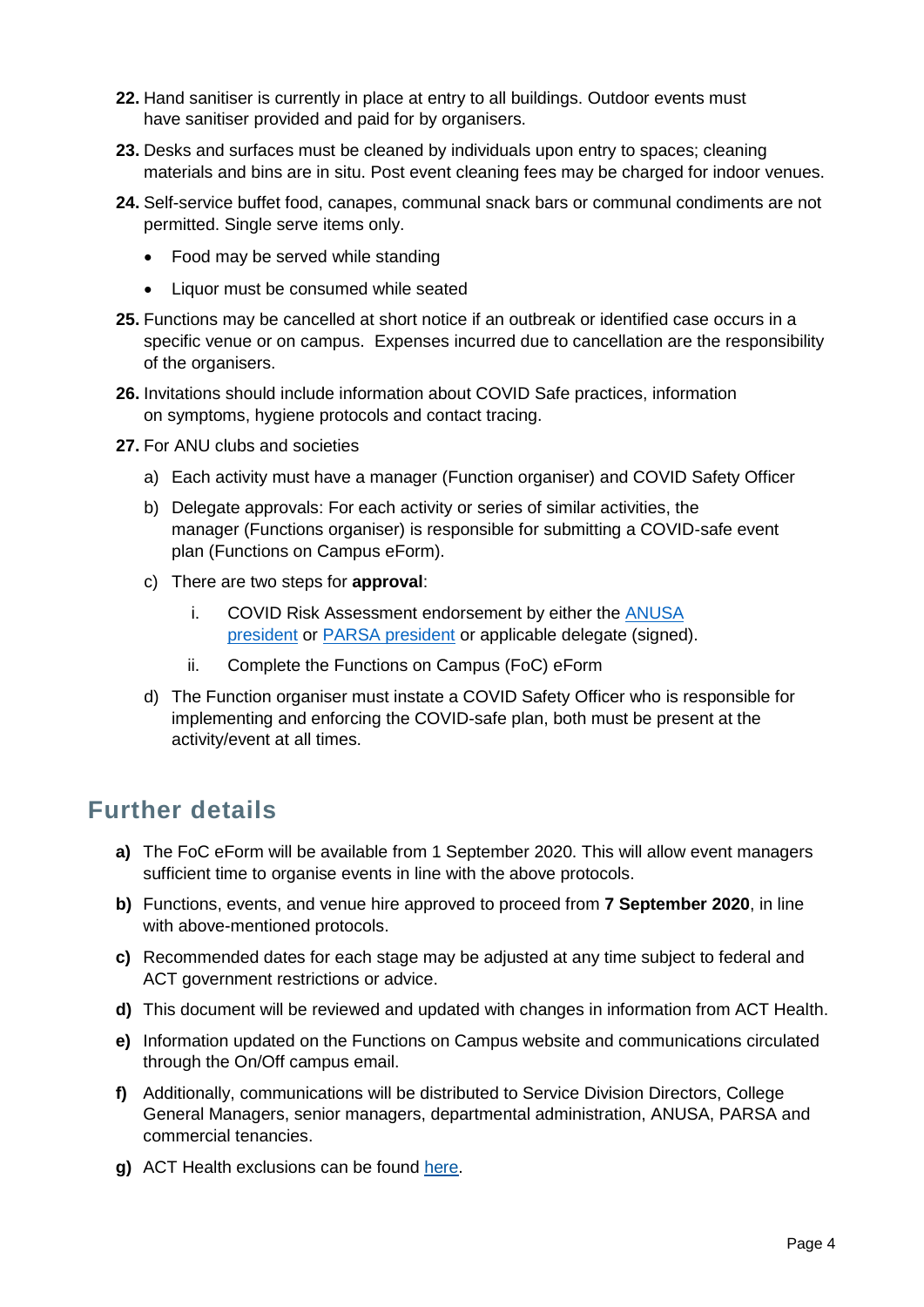22. Hand sanitiser is currently in place at entry to all buildings. Outdoor events must have sanitiser provided and paid for by organisers.

23. Desks and surfaces must be cleaned by individuals upon entry to spaces; cleaning materials and bins are in situ. Post event cleaning fees may be charged for indoor venues.

24. Self-service buffet food, canapes, communal snack bars or communal condiments are not permitted. Single serve items only.
    - Food may be served while standing
    - Liquor must be consumed while seated

25. Functions may be cancelled at short notice if an outbreak or identified case occurs in a specific venue or on campus. Expenses incurred due to cancellation are the responsibility of the organisers.

26. Invitations should include information about COVID Safe practices, information on symptoms, hygiene protocols and contact tracing.

27. For ANU clubs and societies
    a) Each activity must have a manager (Function organiser) and COVID Safety Officer
    b) Delegate approvals: For each activity or series of similar activities, the manager (Functions organiser) is responsible for submitting a COVID-safe event plan (Functions on Campus eForm).
    c) There are two steps for **approval**:
        i. COVID Risk Assessment endorsement by either the ANUSA president or PARSA president or applicable delegate (signed).
        ii. Complete the Functions on Campus (FoC) eForm
    d) The Function organiser must instate a COVID Safety Officer who is responsible for implementing and enforcing the COVID-safe plan, both must be present at the activity/event at all times.

## Further details

**a)** The FoC eForm will be available from 1 September 2020. This will allow event managers sufficient time to organise events in line with the above protocols.

**b)** Functions, events, and venue hire approved to proceed from **7 September 2020**, in line with above-mentioned protocols.

**c)** Recommended dates for each stage may be adjusted at any time subject to federal and ACT government restrictions or advice.

**d)** This document will be reviewed and updated with changes in information from ACT Health.

**e)** Information updated on the Functions on Campus website and communications circulated through the On/Off campus email.

**f)** Additionally, communications will be distributed to Service Division Directors, College General Managers, senior managers, departmental administration, ANUSA, PARSA and commercial tenancies.

**g)** ACT Health exclusions can be found here.